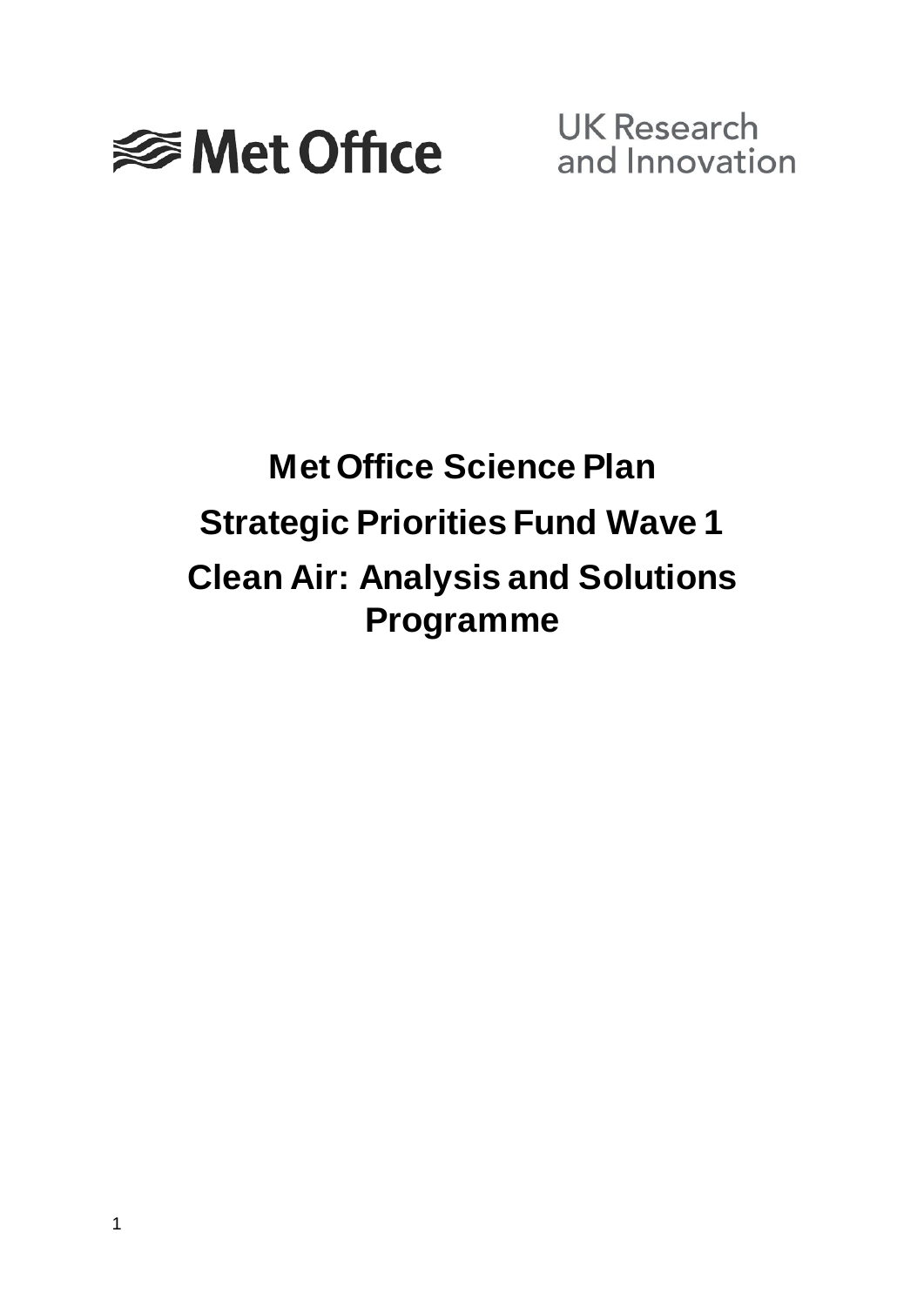Met Office

UK Research and Innovation

# Met Office Science Plan

# Strategic Priorities Fund Wave 1

# Clean Air: Analysis and Solutions Programme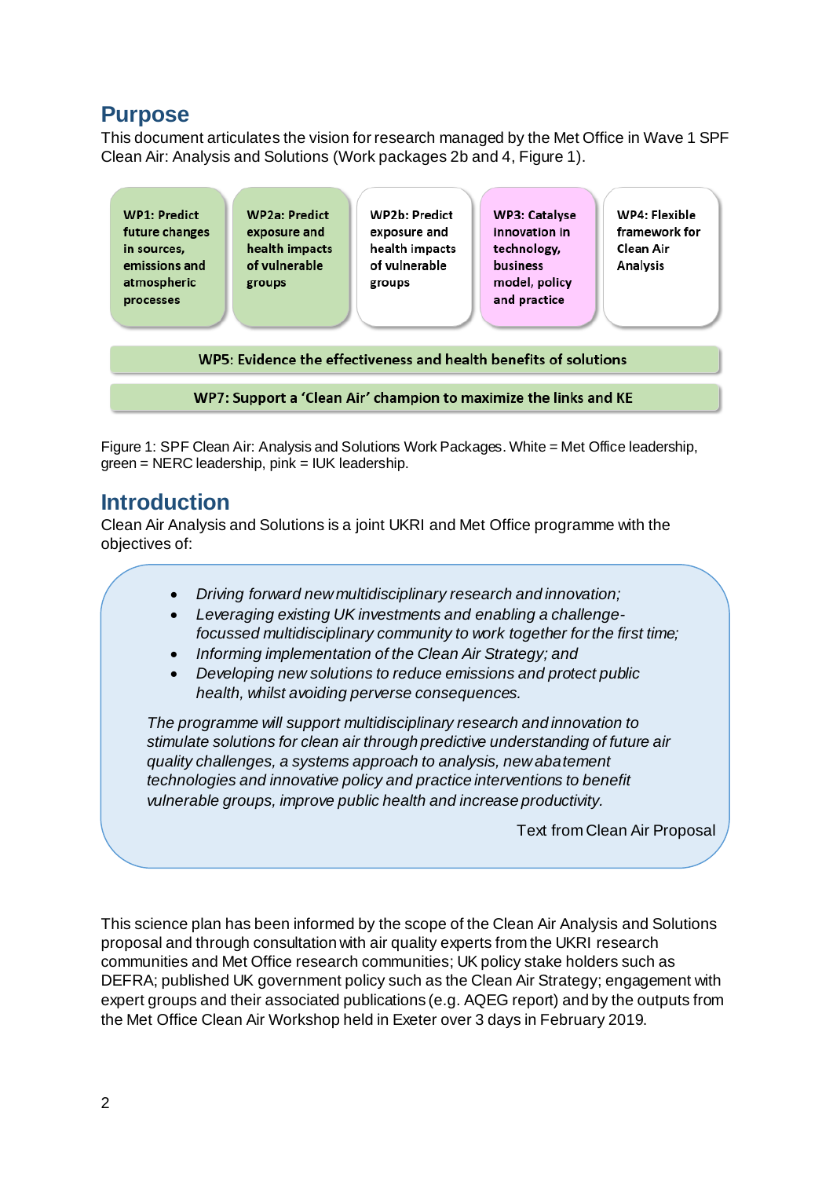## Purpose

This document articulates the vision for research managed by the Met Office in Wave 1 SPF Clean Air: Analysis and Solutions (Work packages 2b and 4, Figure 1).

| WP1: Predict future changes in sources, emissions and atmospheric processes | WP2a: Predict exposure and health impacts of vulnerable groups | WP2b: Predict exposure and health impacts of vulnerable groups | WP3: Catalyse innovation in technology, business model, policy and practice | WP4: Flexible framework for Clean Air Analysis |
|---|---|---|---|---|
| WP5: Evidence the effectiveness and health benefits of solutions | | | | |
| WP7: Support a 'Clean Air' champion to maximize the links and KE | | | | |

Figure 1: SPF Clean Air: Analysis and Solutions Work Packages. White = Met Office leadership, green = NERC leadership, pink = IUK leadership.

## Introduction

Clean Air Analysis and Solutions is a joint UKRI and Met Office programme with the objectives of:

> - *Driving forward new multidisciplinary research and innovation;*
> - *Leveraging existing UK investments and enabling a challenge-focussed multidisciplinary community to work together for the first time;*
> - *Informing implementation of the Clean Air Strategy; and*
> - *Developing new solutions to reduce emissions and protect public health, whilst avoiding perverse consequences.*
>
> *The programme will support multidisciplinary research and innovation to stimulate solutions for clean air through predictive understanding of future air quality challenges, a systems approach to analysis, new abatement technologies and innovative policy and practice interventions to benefit vulnerable groups, improve public health and increase productivity.*
>
> Text from Clean Air Proposal

This science plan has been informed by the scope of the Clean Air Analysis and Solutions proposal and through consultation with air quality experts from the UKRI research communities and Met Office research communities; UK policy stake holders such as DEFRA; published UK government policy such as the Clean Air Strategy; engagement with expert groups and their associated publications (e.g. AQEG report) and by the outputs from the Met Office Clean Air Workshop held in Exeter over 3 days in February 2019.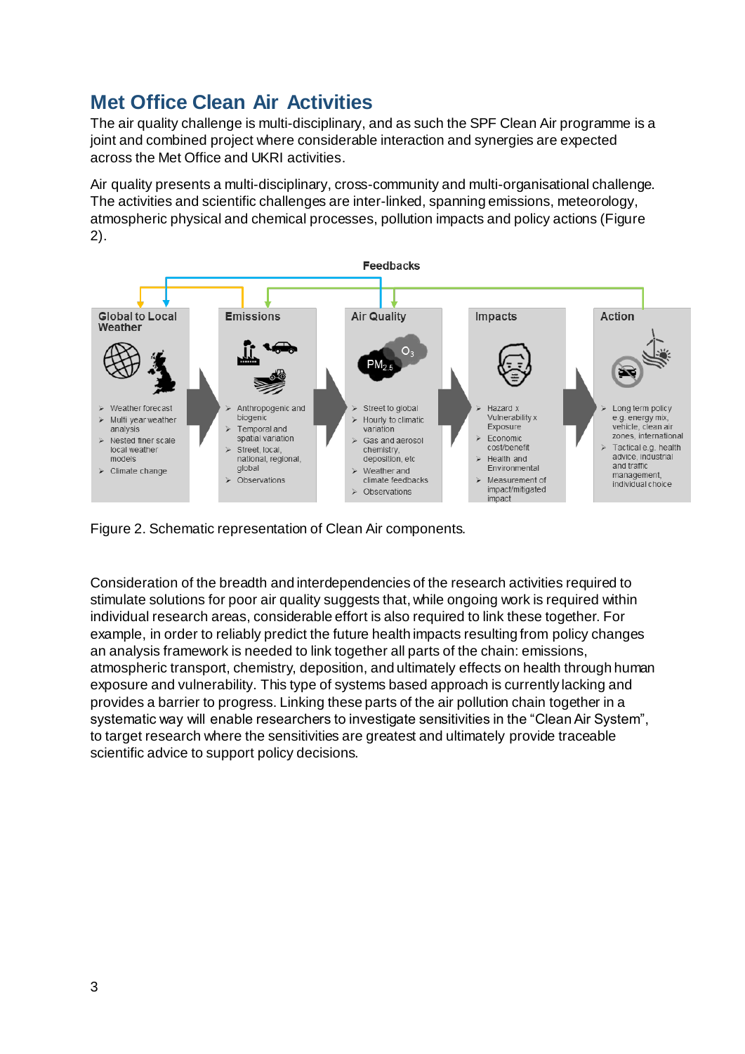## Met Office Clean Air Activities

The air quality challenge is multi-disciplinary, and as such the SPF Clean Air programme is a joint and combined project where considerable interaction and synergies are expected across the Met Office and UKRI activities.

Air quality presents a multi-disciplinary, cross-community and multi-organisational challenge. The activities and scientific challenges are inter-linked, spanning emissions, meteorology, atmospheric physical and chemical processes, pollution impacts and policy actions (Figure 2).

Feedbacks

**Global to Local Weather**
- Weather forecast
- Multi year weather analysis
- Nested finer scale local weather models
- Climate change

**Emissions**
- Anthropogenic and biogenic
- Temporal and spatial variation
- Street, local, national, regional, global
- Observations

**Air Quality**
- Street to global
- Hourly to climatic variation
- Gas and aerosol chemistry, deposition, etc
- Weather and climate feedbacks
- Observations

**Impacts**
- Hazard x Vulnerability x Exposure
- Economic cost/benefit
- Health and Environmental
- Measurement of impact/mitigated impact

**Action**
- Long term policy e.g. energy mix, vehicle, clean air zones, international
- Tactical e.g. health advice, industrial and traffic management, individual choice

Figure 2. Schematic representation of Clean Air components.

Consideration of the breadth and interdependencies of the research activities required to stimulate solutions for poor air quality suggests that, while ongoing work is required within individual research areas, considerable effort is also required to link these together. For example, in order to reliably predict the future health impacts resulting from policy changes an analysis framework is needed to link together all parts of the chain: emissions, atmospheric transport, chemistry, deposition, and ultimately effects on health through human exposure and vulnerability. This type of systems based approach is currently lacking and provides a barrier to progress. Linking these parts of the air pollution chain together in a systematic way will enable researchers to investigate sensitivities in the "Clean Air System", to target research where the sensitivities are greatest and ultimately provide traceable scientific advice to support policy decisions.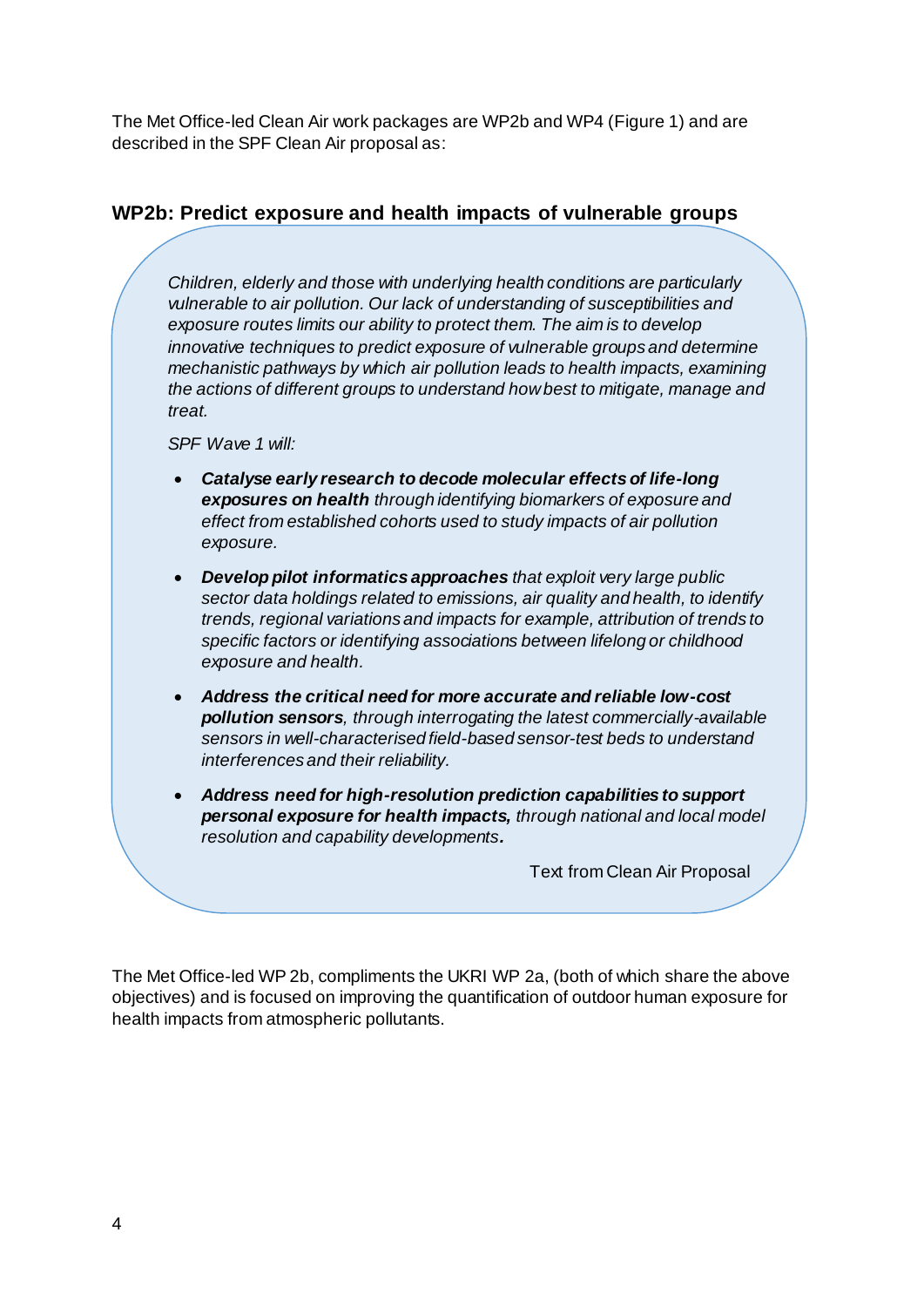The Met Office-led Clean Air work packages are WP2b and WP4 (Figure 1) and are described in the SPF Clean Air proposal as:

## WP2b: Predict exposure and health impacts of vulnerable groups

*Children, elderly and those with underlying health conditions are particularly vulnerable to air pollution. Our lack of understanding of susceptibilities and exposure routes limits our ability to protect them. The aim is to develop innovative techniques to predict exposure of vulnerable groups and determine mechanistic pathways by which air pollution leads to health impacts, examining the actions of different groups to understand how best to mitigate, manage and treat.*

*SPF Wave 1 will:*

- ***Catalyse early research to decode molecular effects of life-long exposures on health** through identifying biomarkers of exposure and effect from established cohorts used to study impacts of air pollution exposure.*
- ***Develop pilot informatics approaches** that exploit very large public sector data holdings related to emissions, air quality and health, to identify trends, regional variations and impacts for example, attribution of trends to specific factors or identifying associations between lifelong or childhood exposure and health.*
- ***Address the critical need for more accurate and reliable low-cost pollution sensors**, through interrogating the latest commercially-available sensors in well-characterised field-based sensor-test beds to understand interferences and their reliability.*
- ***Address need for high-resolution prediction capabilities to support personal exposure for health impacts,** through national and local model resolution and capability developments**.***

Text from Clean Air Proposal

The Met Office-led WP 2b, compliments the UKRI WP 2a, (both of which share the above objectives) and is focused on improving the quantification of outdoor human exposure for health impacts from atmospheric pollutants.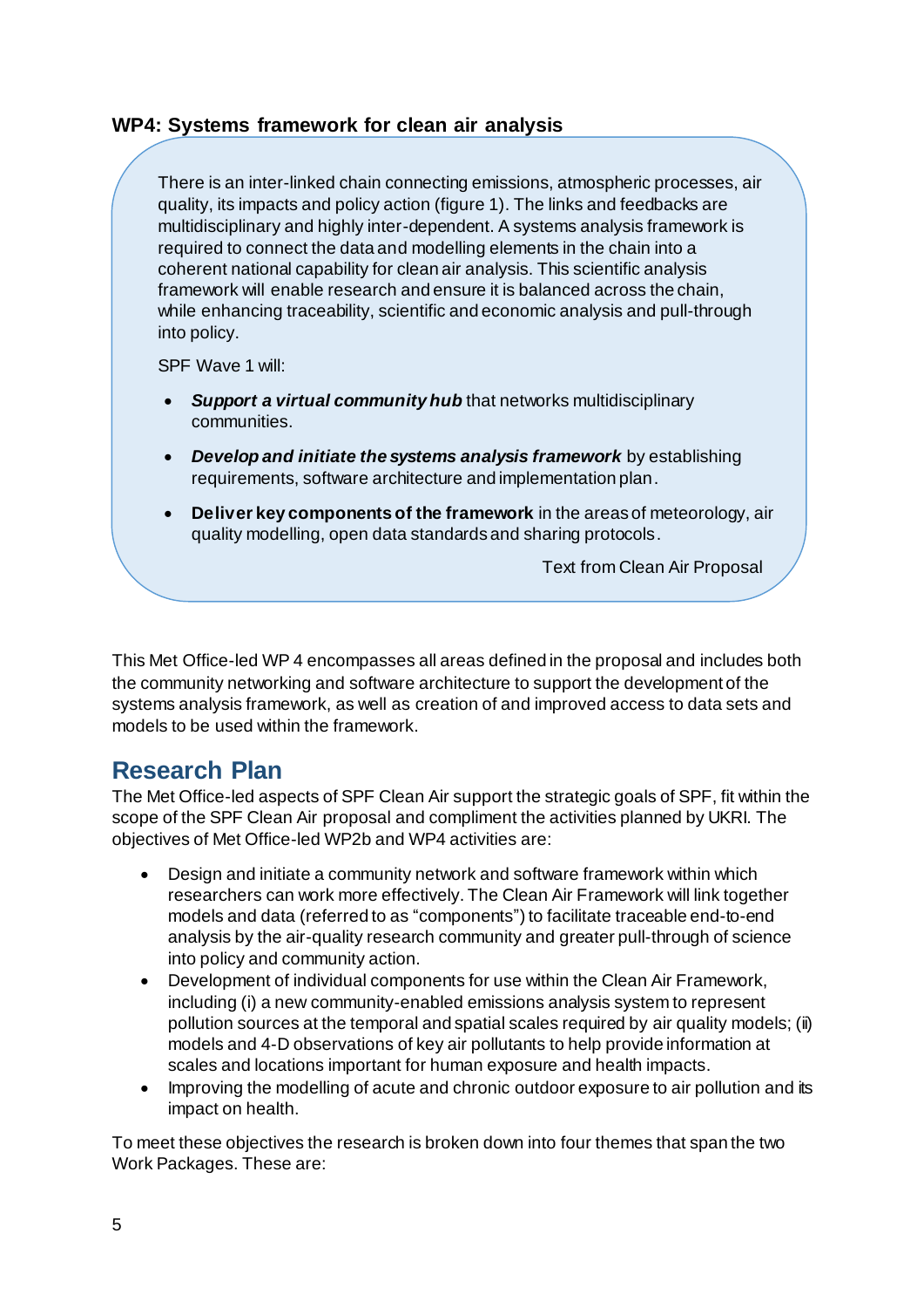### WP4: Systems framework for clean air analysis

> There is an inter-linked chain connecting emissions, atmospheric processes, air quality, its impacts and policy action (figure 1). The links and feedbacks are multidisciplinary and highly inter-dependent. A systems analysis framework is required to connect the data and modelling elements in the chain into a coherent national capability for clean air analysis. This scientific analysis framework will enable research and ensure it is balanced across the chain, while enhancing traceability, scientific and economic analysis and pull-through into policy.
>
> SPF Wave 1 will:
>
> - ***Support a virtual community hub*** that networks multidisciplinary communities.
> - ***Develop and initiate the systems analysis framework*** by establishing requirements, software architecture and implementation plan.
> - **Deliver key components of the framework** in the areas of meteorology, air quality modelling, open data standards and sharing protocols.
>
> Text from Clean Air Proposal

This Met Office-led WP 4 encompasses all areas defined in the proposal and includes both the community networking and software architecture to support the development of the systems analysis framework, as well as creation of and improved access to data sets and models to be used within the framework.

## Research Plan

The Met Office-led aspects of SPF Clean Air support the strategic goals of SPF, fit within the scope of the SPF Clean Air proposal and compliment the activities planned by UKRI. The objectives of Met Office-led WP2b and WP4 activities are:

- Design and initiate a community network and software framework within which researchers can work more effectively. The Clean Air Framework will link together models and data (referred to as "components") to facilitate traceable end-to-end analysis by the air-quality research community and greater pull-through of science into policy and community action.
- Development of individual components for use within the Clean Air Framework, including (i) a new community-enabled emissions analysis system to represent pollution sources at the temporal and spatial scales required by air quality models; (ii) models and 4-D observations of key air pollutants to help provide information at scales and locations important for human exposure and health impacts.
- Improving the modelling of acute and chronic outdoor exposure to air pollution and its impact on health.

To meet these objectives the research is broken down into four themes that span the two Work Packages. These are: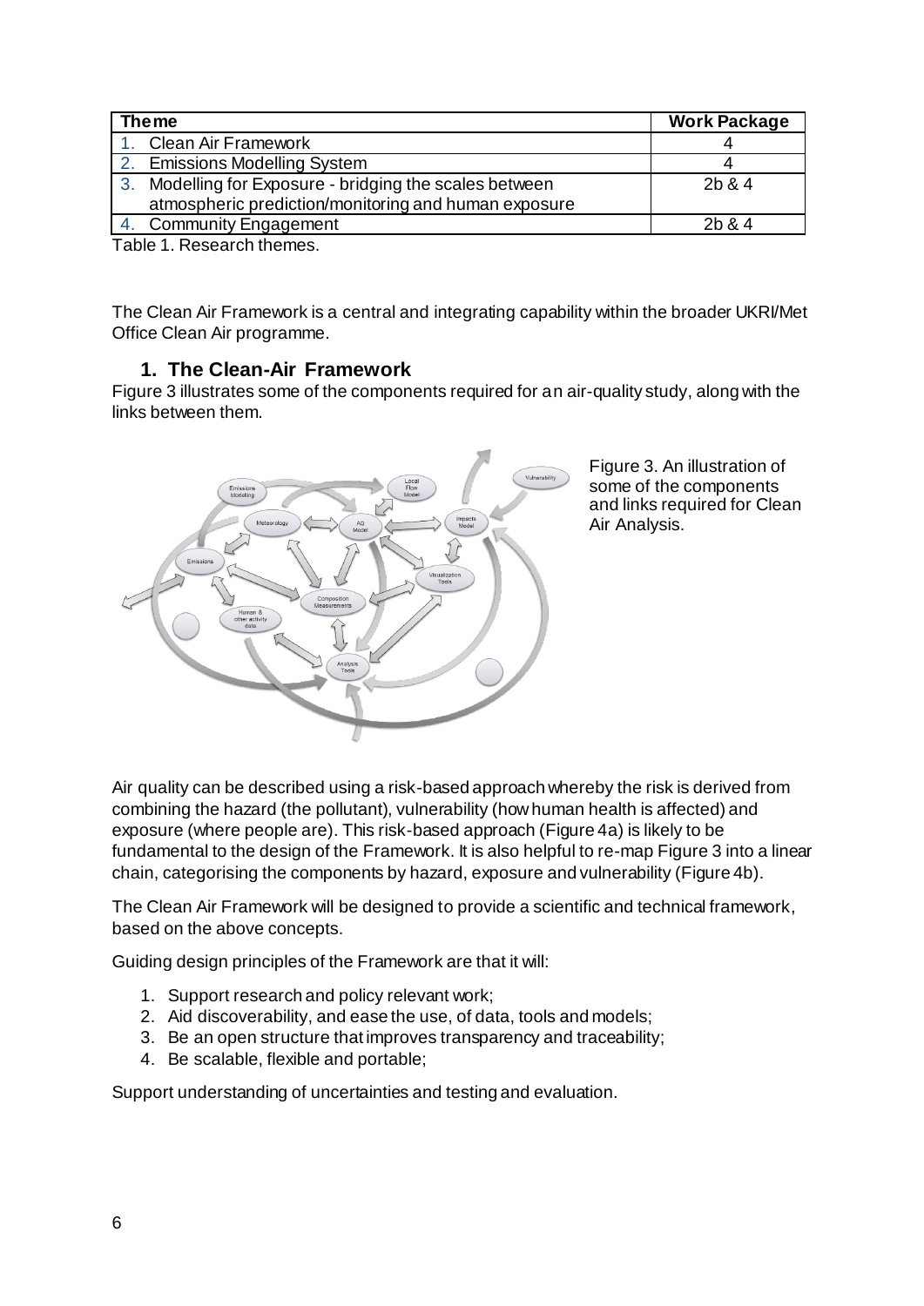| Theme | Work Package |
|---|---|
| 1. Clean Air Framework | 4 |
| 2. Emissions Modelling System | 4 |
| 3. Modelling for Exposure - bridging the scales between atmospheric prediction/monitoring and human exposure | 2b & 4 |
| 4. Community Engagement | 2b & 4 |

Table 1. Research themes.

The Clean Air Framework is a central and integrating capability within the broader UKRI/Met Office Clean Air programme.

## 1. The Clean-Air Framework

Figure 3 illustrates some of the components required for an air-quality study, along with the links between them.

Figure 3. An illustration of some of the components and links required for Clean Air Analysis.

Air quality can be described using a risk-based approach whereby the risk is derived from combining the hazard (the pollutant), vulnerability (how human health is affected) and exposure (where people are). This risk-based approach (Figure 4a) is likely to be fundamental to the design of the Framework. It is also helpful to re-map Figure 3 into a linear chain, categorising the components by hazard, exposure and vulnerability (Figure 4b).

The Clean Air Framework will be designed to provide a scientific and technical framework, based on the above concepts.

Guiding design principles of the Framework are that it will:

1. Support research and policy relevant work;
2. Aid discoverability, and ease the use, of data, tools and models;
3. Be an open structure that improves transparency and traceability;
4. Be scalable, flexible and portable;

Support understanding of uncertainties and testing and evaluation.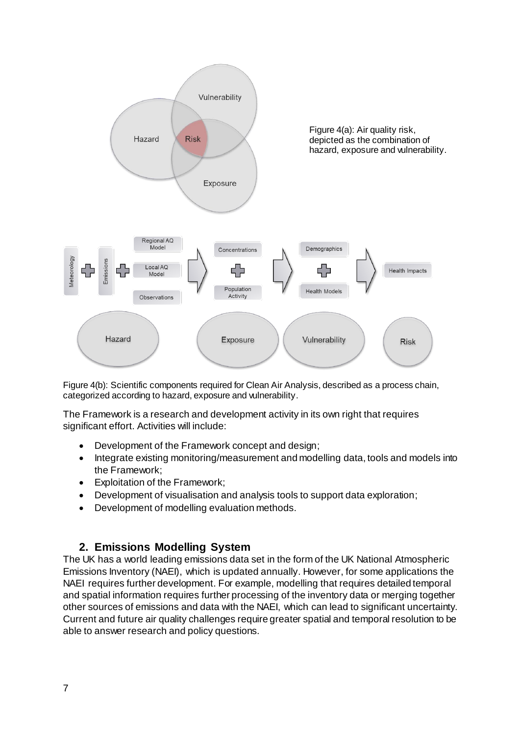Figure 4(a): Air quality risk, depicted as the combination of hazard, exposure and vulnerability.

Figure 4(b): Scientific components required for Clean Air Analysis, described as a process chain, categorized according to hazard, exposure and vulnerability.

The Framework is a research and development activity in its own right that requires significant effort. Activities will include:

- Development of the Framework concept and design;
- Integrate existing monitoring/measurement and modelling data, tools and models into the Framework;
- Exploitation of the Framework;
- Development of visualisation and analysis tools to support data exploration;
- Development of modelling evaluation methods.

## 2. Emissions Modelling System

The UK has a world leading emissions data set in the form of the UK National Atmospheric Emissions Inventory (NAEI), which is updated annually. However, for some applications the NAEI requires further development. For example, modelling that requires detailed temporal and spatial information requires further processing of the inventory data or merging together other sources of emissions and data with the NAEI, which can lead to significant uncertainty. Current and future air quality challenges require greater spatial and temporal resolution to be able to answer research and policy questions.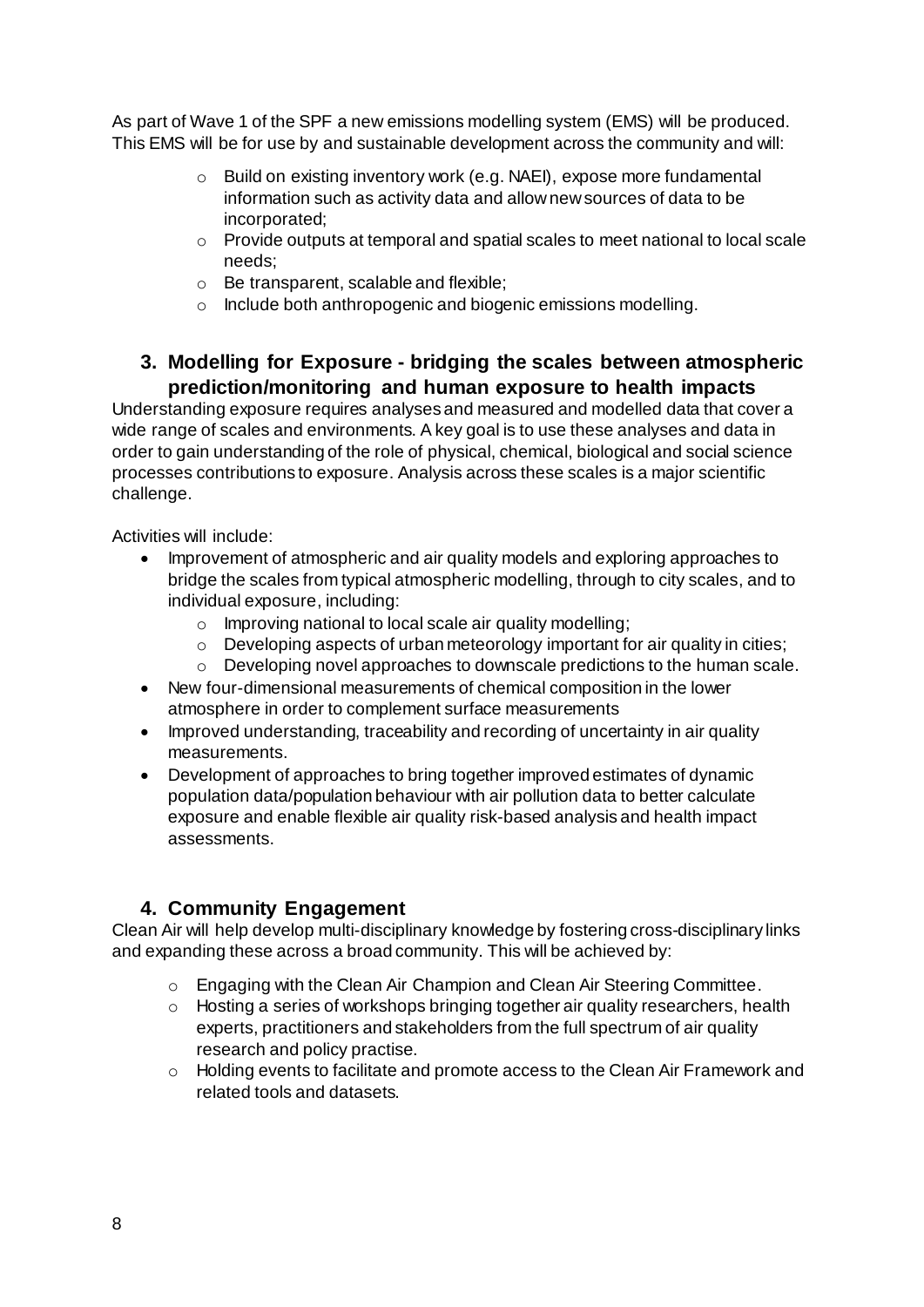As part of Wave 1 of the SPF a new emissions modelling system (EMS) will be produced. This EMS will be for use by and sustainable development across the community and will:

- Build on existing inventory work (e.g. NAEI), expose more fundamental information such as activity data and allow new sources of data to be incorporated;
- Provide outputs at temporal and spatial scales to meet national to local scale needs;
- Be transparent, scalable and flexible;
- Include both anthropogenic and biogenic emissions modelling.

## 3. Modelling for Exposure - bridging the scales between atmospheric prediction/monitoring and human exposure to health impacts

Understanding exposure requires analyses and measured and modelled data that cover a wide range of scales and environments. A key goal is to use these analyses and data in order to gain understanding of the role of physical, chemical, biological and social science processes contributions to exposure. Analysis across these scales is a major scientific challenge.

Activities will include:

- Improvement of atmospheric and air quality models and exploring approaches to bridge the scales from typical atmospheric modelling, through to city scales, and to individual exposure, including:
  - Improving national to local scale air quality modelling;
  - Developing aspects of urban meteorology important for air quality in cities;
  - Developing novel approaches to downscale predictions to the human scale.
- New four-dimensional measurements of chemical composition in the lower atmosphere in order to complement surface measurements
- Improved understanding, traceability and recording of uncertainty in air quality measurements.
- Development of approaches to bring together improved estimates of dynamic population data/population behaviour with air pollution data to better calculate exposure and enable flexible air quality risk-based analysis and health impact assessments.

## 4. Community Engagement

Clean Air will help develop multi-disciplinary knowledge by fostering cross-disciplinary links and expanding these across a broad community. This will be achieved by:

- Engaging with the Clean Air Champion and Clean Air Steering Committee.
- Hosting a series of workshops bringing together air quality researchers, health experts, practitioners and stakeholders from the full spectrum of air quality research and policy practise.
- Holding events to facilitate and promote access to the Clean Air Framework and related tools and datasets.